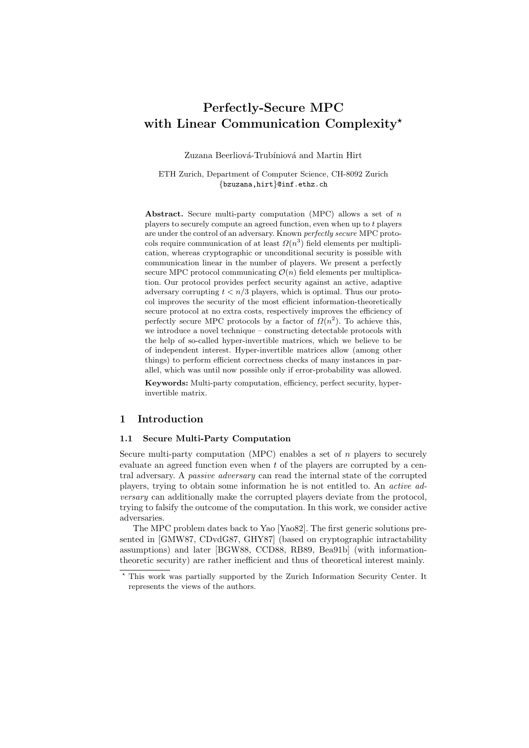# Perfectly-Secure MPC with Linear Communication Complexity*

Zuzana Beerliová-Trubíniová and Martin Hirt

ETH Zurich, Department of Computer Science, CH-8092 Zurich
{bzuzana,hirt}@inf.ethz.ch

**Abstract.** Secure multi-party computation (MPC) allows a set of $n$ players to securely compute an agreed function, even when up to $t$ players are under the control of an adversary. Known *perfectly secure* MPC protocols require communication of at least $\Omega(n^3)$ field elements per multiplication, whereas cryptographic or unconditional security is possible with communication linear in the number of players. We present a perfectly secure MPC protocol communicating $\mathcal{O}(n)$ field elements per multiplication. Our protocol provides perfect security against an active, adaptive adversary corrupting $t < n/3$ players, which is optimal. Thus our protocol improves the security of the most efficient information-theoretically secure protocol at no extra costs, respectively improves the efficiency of perfectly secure MPC protocols by a factor of $\Omega(n^2)$. To achieve this, we introduce a novel technique – constructing detectable protocols with the help of so-called hyper-invertible matrices, which we believe to be of independent interest. Hyper-invertible matrices allow (among other things) to perform efficient correctness checks of many instances in parallel, which was until now possible only if error-probability was allowed.

**Keywords:** Multi-party computation, efficiency, perfect security, hyper-invertible matrix.

## 1 Introduction

### 1.1 Secure Multi-Party Computation

Secure multi-party computation (MPC) enables a set of $n$ players to securely evaluate an agreed function even when $t$ of the players are corrupted by a central adversary. A *passive adversary* can read the internal state of the corrupted players, trying to obtain some information he is not entitled to. An *active adversary* can additionally make the corrupted players deviate from the protocol, trying to falsify the outcome of the computation. In this work, we consider active adversaries.

The MPC problem dates back to Yao [Yao82]. The first generic solutions presented in [GMW87, CDvdG87, GHY87] (based on cryptographic intractability assumptions) and later [BGW88, CCD88, RB89, Bea91b] (with information-theoretic security) are rather inefficient and thus of theoretical interest mainly.

* This work was partially supported by the Zurich Information Security Center. It represents the views of the authors.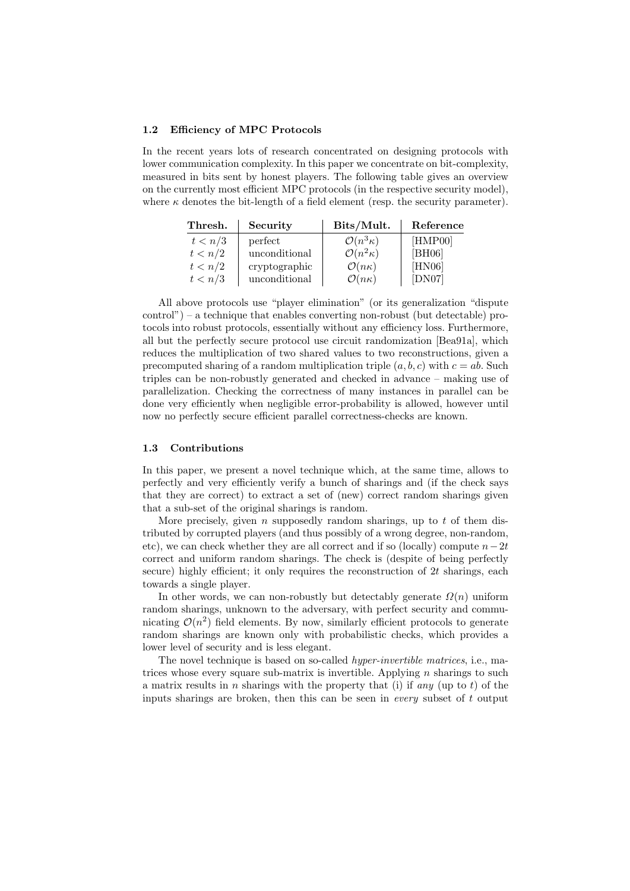### 1.2 Efficiency of MPC Protocols

In the recent years lots of research concentrated on designing protocols with lower communication complexity. In this paper we concentrate on bit-complexity, measured in bits sent by honest players. The following table gives an overview on the currently most efficient MPC protocols (in the respective security model), where $\kappa$ denotes the bit-length of a field element (resp. the security parameter).

| Thresh. | Security | Bits/Mult. | Reference |
|---|---|---|---|
| $t < n/3$ | perfect | $\mathcal{O}(n^3\kappa)$ | [HMP00] |
| $t < n/2$ | unconditional | $\mathcal{O}(n^2\kappa)$ | [BH06] |
| $t < n/2$ | cryptographic | $\mathcal{O}(n\kappa)$ | [HN06] |
| $t < n/3$ | unconditional | $\mathcal{O}(n\kappa)$ | [DN07] |

All above protocols use "player elimination" (or its generalization "dispute control") – a technique that enables converting non-robust (but detectable) protocols into robust protocols, essentially without any efficiency loss. Furthermore, all but the perfectly secure protocol use circuit randomization [Bea91a], which reduces the multiplication of two shared values to two reconstructions, given a precomputed sharing of a random multiplication triple $(a, b, c)$ with $c = ab$. Such triples can be non-robustly generated and checked in advance – making use of parallelization. Checking the correctness of many instances in parallel can be done very efficiently when negligible error-probability is allowed, however until now no perfectly secure efficient parallel correctness-checks are known.

### 1.3 Contributions

In this paper, we present a novel technique which, at the same time, allows to perfectly and very efficiently verify a bunch of sharings and (if the check says that they are correct) to extract a set of (new) correct random sharings given that a sub-set of the original sharings is random.

More precisely, given $n$ supposedly random sharings, up to $t$ of them distributed by corrupted players (and thus possibly of a wrong degree, non-random, etc), we can check whether they are all correct and if so (locally) compute $n-2t$ correct and uniform random sharings. The check is (despite of being perfectly secure) highly efficient; it only requires the reconstruction of $2t$ sharings, each towards a single player.

In other words, we can non-robustly but detectably generate $\Omega(n)$ uniform random sharings, unknown to the adversary, with perfect security and communicating $\mathcal{O}(n^2)$ field elements. By now, similarly efficient protocols to generate random sharings are known only with probabilistic checks, which provides a lower level of security and is less elegant.

The novel technique is based on so-called *hyper-invertible matrices*, i.e., matrices whose every square sub-matrix is invertible. Applying $n$ sharings to such a matrix results in $n$ sharings with the property that (i) if *any* (up to $t$) of the inputs sharings are broken, then this can be seen in *every* subset of $t$ output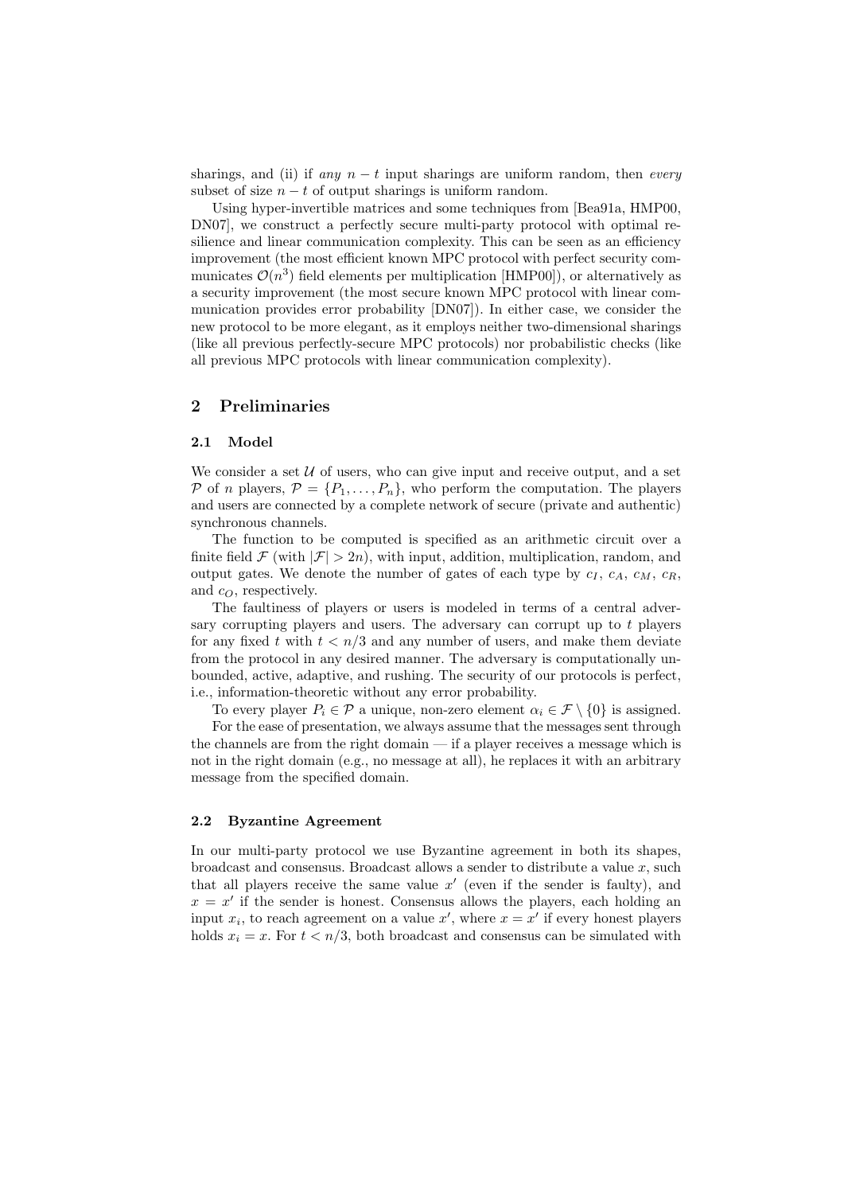sharings, and (ii) if *any* $n-t$ input sharings are uniform random, then *every* subset of size $n-t$ of output sharings is uniform random.

Using hyper-invertible matrices and some techniques from [Bea91a, HMP00, DN07], we construct a perfectly secure multi-party protocol with optimal resilience and linear communication complexity. This can be seen as an efficiency improvement (the most efficient known MPC protocol with perfect security communicates $\mathcal{O}(n^3)$ field elements per multiplication [HMP00]), or alternatively as a security improvement (the most secure known MPC protocol with linear communication provides error probability [DN07]). In either case, we consider the new protocol to be more elegant, as it employs neither two-dimensional sharings (like all previous perfectly-secure MPC protocols) nor probabilistic checks (like all previous MPC protocols with linear communication complexity).

## 2 Preliminaries

### 2.1 Model

We consider a set $\mathcal{U}$ of users, who can give input and receive output, and a set $\mathcal{P}$ of $n$ players, $\mathcal{P} = \{P_1, \ldots, P_n\}$, who perform the computation. The players and users are connected by a complete network of secure (private and authentic) synchronous channels.

The function to be computed is specified as an arithmetic circuit over a finite field $\mathcal{F}$ (with $|\mathcal{F}| > 2n$), with input, addition, multiplication, random, and output gates. We denote the number of gates of each type by $c_I$, $c_A$, $c_M$, $c_R$, and $c_O$, respectively.

The faultiness of players or users is modeled in terms of a central adversary corrupting players and users. The adversary can corrupt up to $t$ players for any fixed $t$ with $t < n/3$ and any number of users, and make them deviate from the protocol in any desired manner. The adversary is computationally unbounded, active, adaptive, and rushing. The security of our protocols is perfect, i.e., information-theoretic without any error probability.

To every player $P_i \in \mathcal{P}$ a unique, non-zero element $\alpha_i \in \mathcal{F} \setminus \{0\}$ is assigned.

For the ease of presentation, we always assume that the messages sent through the channels are from the right domain — if a player receives a message which is not in the right domain (e.g., no message at all), he replaces it with an arbitrary message from the specified domain.

### 2.2 Byzantine Agreement

In our multi-party protocol we use Byzantine agreement in both its shapes, broadcast and consensus. Broadcast allows a sender to distribute a value $x$, such that all players receive the same value $x'$ (even if the sender is faulty), and $x = x'$ if the sender is honest. Consensus allows the players, each holding an input $x_i$, to reach agreement on a value $x'$, where $x = x'$ if every honest players holds $x_i = x$. For $t < n/3$, both broadcast and consensus can be simulated with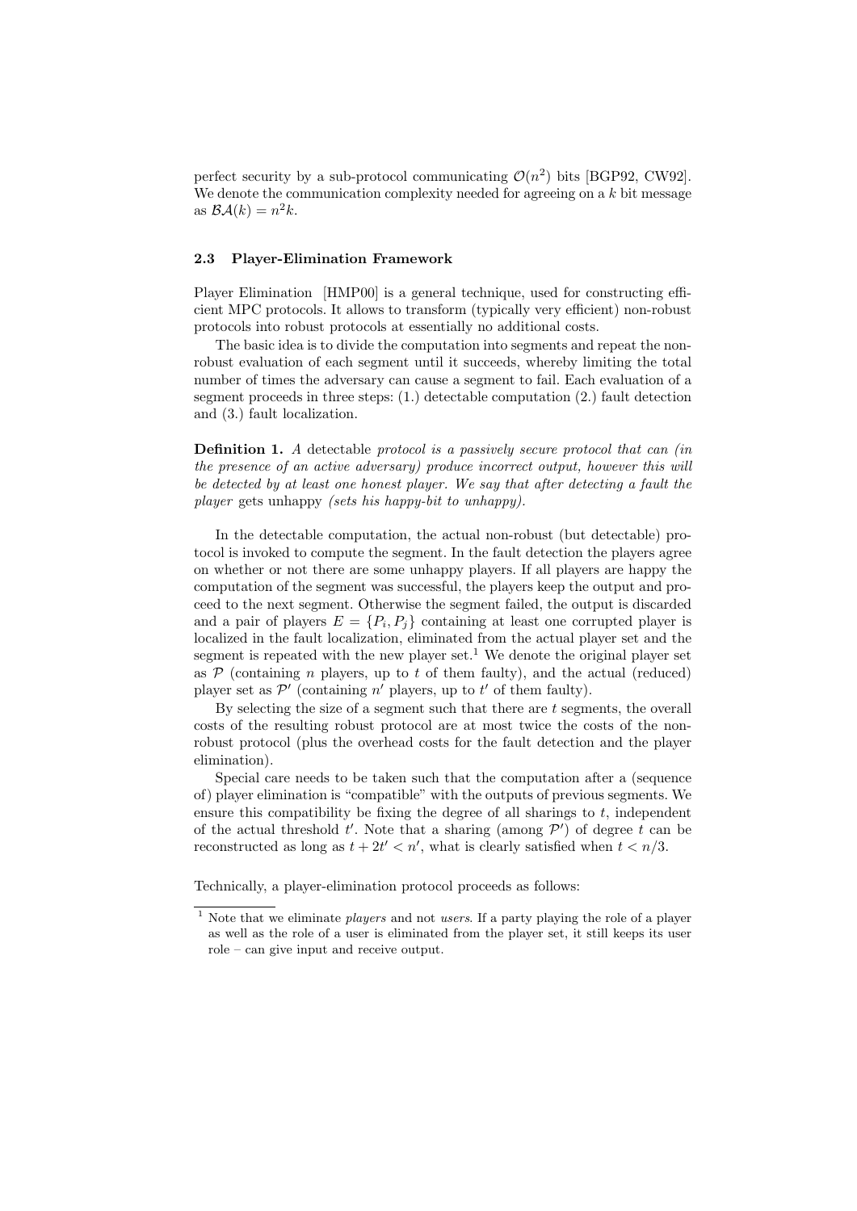perfect security by a sub-protocol communicating $\mathcal{O}(n^2)$ bits [BGP92, CW92]. We denote the communication complexity needed for agreeing on a $k$ bit message as $\mathcal{BA}(k) = n^2 k$.

### 2.3 Player-Elimination Framework

Player Elimination [HMP00] is a general technique, used for constructing efficient MPC protocols. It allows to transform (typically very efficient) non-robust protocols into robust protocols at essentially no additional costs.

The basic idea is to divide the computation into segments and repeat the non-robust evaluation of each segment until it succeeds, whereby limiting the total number of times the adversary can cause a segment to fail. Each evaluation of a segment proceeds in three steps: (1.) detectable computation (2.) fault detection and (3.) fault localization.

**Definition 1.** *A* detectable *protocol is a passively secure protocol that can (in the presence of an active adversary) produce incorrect output, however this will be detected by at least one honest player. We say that after detecting a fault the player* gets unhappy *(sets his happy-bit to unhappy).*

In the detectable computation, the actual non-robust (but detectable) protocol is invoked to compute the segment. In the fault detection the players agree on whether or not there are some unhappy players. If all players are happy the computation of the segment was successful, the players keep the output and proceed to the next segment. Otherwise the segment failed, the output is discarded and a pair of players $E = \{P_i, P_j\}$ containing at least one corrupted player is localized in the fault localization, eliminated from the actual player set and the segment is repeated with the new player set.[1] We denote the original player set as $\mathcal{P}$ (containing $n$ players, up to $t$ of them faulty), and the actual (reduced) player set as $\mathcal{P}'$ (containing $n'$ players, up to $t'$ of them faulty).

By selecting the size of a segment such that there are $t$ segments, the overall costs of the resulting robust protocol are at most twice the costs of the non-robust protocol (plus the overhead costs for the fault detection and the player elimination).

Special care needs to be taken such that the computation after a (sequence of) player elimination is "compatible" with the outputs of previous segments. We ensure this compatibility be fixing the degree of all sharings to $t$, independent of the actual threshold $t'$. Note that a sharing (among $\mathcal{P}'$) of degree $t$ can be reconstructed as long as $t + 2t' < n'$, what is clearly satisfied when $t < n/3$.

Technically, a player-elimination protocol proceeds as follows:

[1] Note that we eliminate *players* and not *users*. If a party playing the role of a player as well as the role of a user is eliminated from the player set, it still keeps its user role – can give input and receive output.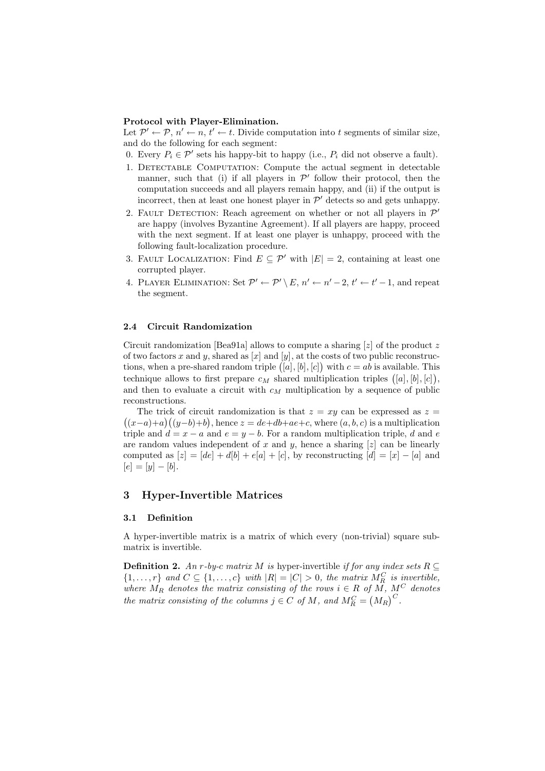**Protocol with Player-Elimination.**

Let $\mathcal{P}' \leftarrow \mathcal{P}$, $n' \leftarrow n$, $t' \leftarrow t$. Divide computation into $t$ segments of similar size, and do the following for each segment:

0. Every $P_i \in \mathcal{P}'$ sets his happy-bit to happy (i.e., $P_i$ did not observe a fault).
1. Detectable Computation: Compute the actual segment in detectable manner, such that (i) if all players in $\mathcal{P}'$ follow their protocol, then the computation succeeds and all players remain happy, and (ii) if the output is incorrect, then at least one honest player in $\mathcal{P}'$ detects so and gets unhappy.
2. Fault Detection: Reach agreement on whether or not all players in $\mathcal{P}'$ are happy (involves Byzantine Agreement). If all players are happy, proceed with the next segment. If at least one player is unhappy, proceed with the following fault-localization procedure.
3. Fault Localization: Find $E \subseteq \mathcal{P}'$ with $|E| = 2$, containing at least one corrupted player.
4. Player Elimination: Set $\mathcal{P}' \leftarrow \mathcal{P}' \setminus E$, $n' \leftarrow n' - 2$, $t' \leftarrow t' - 1$, and repeat the segment.

### 2.4 Circuit Randomization

Circuit randomization [Bea91a] allows to compute a sharing $[z]$ of the product $z$ of two factors $x$ and $y$, shared as $[x]$ and $[y]$, at the costs of two public reconstructions, when a pre-shared random triple $\big([a],[b],[c]\big)$ with $c = ab$ is available. This technique allows to first prepare $c_M$ shared multiplication triples $\big([a],[b],[c]\big)$, and then to evaluate a circuit with $c_M$ multiplication by a sequence of public reconstructions.

The trick of circuit randomization is that $z = xy$ can be expressed as $z = \big((x-a)+a\big)\big((y-b)+b\big)$, hence $z = de+db+ae+c$, where $(a,b,c)$ is a multiplication triple and $d = x - a$ and $e = y - b$. For a random multiplication triple, $d$ and $e$ are random values independent of $x$ and $y$, hence a sharing $[z]$ can be linearly computed as $[z] = [de] + d[b] + e[a] + [c]$, by reconstructing $[d] = [x] - [a]$ and $[e] = [y] - [b]$.

## 3 Hyper-Invertible Matrices

### 3.1 Definition

A hyper-invertible matrix is a matrix of which every (non-trivial) square sub-matrix is invertible.

**Definition 2.** *An $r$-by-$c$ matrix $M$ is* hyper-invertible *if for any index sets $R \subseteq \{1,\ldots,r\}$ and $C \subseteq \{1,\ldots,c\}$ with $|R| = |C| > 0$, the matrix $M_R^C$ is invertible, where $M_R$ denotes the matrix consisting of the rows $i \in R$ of $M$, $M^C$ denotes the matrix consisting of the columns $j \in C$ of $M$, and $M_R^C = \big(M_R\big)^C$.*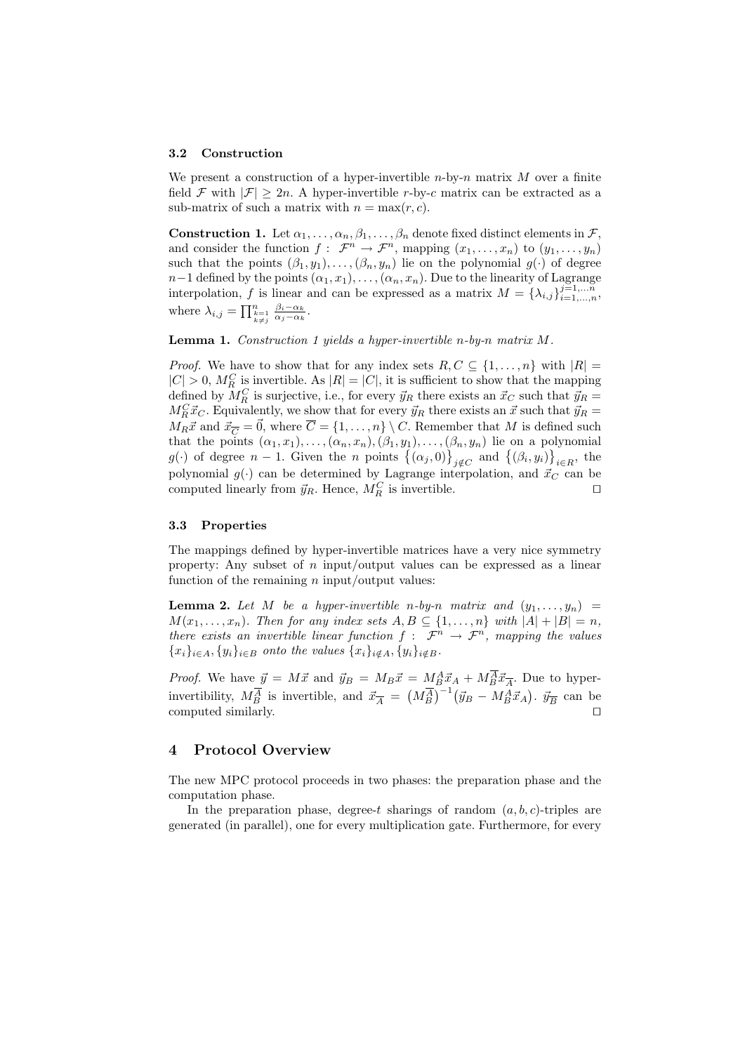### 3.2 Construction

We present a construction of a hyper-invertible $n$-by-$n$ matrix $M$ over a finite field $\mathcal{F}$ with $|\mathcal{F}| \geq 2n$. A hyper-invertible $r$-by-$c$ matrix can be extracted as a sub-matrix of such a matrix with $n = \max(r, c)$.

**Construction 1.** Let $\alpha_1, \ldots, \alpha_n, \beta_1, \ldots, \beta_n$ denote fixed distinct elements in $\mathcal{F}$, and consider the function $f : \mathcal{F}^n \rightarrow \mathcal{F}^n$, mapping $(x_1, \ldots, x_n)$ to $(y_1, \ldots, y_n)$ such that the points $(\beta_1, y_1), \ldots, (\beta_n, y_n)$ lie on the polynomial $g(\cdot)$ of degree $n-1$ defined by the points $(\alpha_1, x_1), \ldots, (\alpha_n, x_n)$. Due to the linearity of Lagrange interpolation, $f$ is linear and can be expressed as a matrix $M = \{\lambda_{i,j}\}_{i=1,\ldots,n}^{j=1,\ldots n}$, where $\lambda_{i,j} = \prod_{\substack{k=1 \\ k \neq j}}^{n} \frac{\beta_i - \alpha_k}{\alpha_j - \alpha_k}$.

**Lemma 1.** *Construction 1 yields a hyper-invertible n-by-n matrix M.*

*Proof.* We have to show that for any index sets $R, C \subseteq \{1, \ldots, n\}$ with $|R| = |C| > 0$, $M_R^C$ is invertible. As $|R| = |C|$, it is sufficient to show that the mapping defined by $M_R^C$ is surjective, i.e., for every $\vec{y}_R$ there exists an $\vec{x}_C$ such that $\vec{y}_R = M_R^C \vec{x}_C$. Equivalently, we show that for every $\vec{y}_R$ there exists an $\vec{x}$ such that $\vec{y}_R = M_R \vec{x}$ and $\vec{x}_{\overline{C}} = \vec{0}$, where $\overline{C} = \{1, \ldots, n\} \setminus C$. Remember that $M$ is defined such that the points $(\alpha_1, x_1), \ldots, (\alpha_n, x_n), (\beta_1, y_1), \ldots, (\beta_n, y_n)$ lie on a polynomial $g(\cdot)$ of degree $n - 1$. Given the $n$ points $\{(\alpha_j, 0)\}_{j \notin C}$ and $\{(\beta_i, y_i)\}_{i \in R}$, the polynomial $g(\cdot)$ can be determined by Lagrange interpolation, and $\vec{x}_C$ can be computed linearly from $\vec{y}_R$. Hence, $M_R^C$ is invertible. □

### 3.3 Properties

The mappings defined by hyper-invertible matrices have a very nice symmetry property: Any subset of $n$ input/output values can be expressed as a linear function of the remaining $n$ input/output values:

**Lemma 2.** *Let $M$ be a hyper-invertible n-by-n matrix and $(y_1, \ldots, y_n) = M(x_1, \ldots, x_n)$. Then for any index sets $A, B \subseteq \{1, \ldots, n\}$ with $|A| + |B| = n$, there exists an invertible linear function $f : \mathcal{F}^n \rightarrow \mathcal{F}^n$, mapping the values $\{x_i\}_{i \in A}, \{y_i\}_{i \in B}$ onto the values $\{x_i\}_{i \notin A}, \{y_i\}_{i \notin B}$.*

*Proof.* We have $\vec{y} = M\vec{x}$ and $\vec{y}_B = M_B \vec{x} = M_B^A \vec{x}_A + M_B^{\overline{A}} \vec{x}_{\overline{A}}$. Due to hyper-invertibility, $M_B^{\overline{A}}$ is invertible, and $\vec{x}_{\overline{A}} = \left(M_B^{\overline{A}}\right)^{-1} \left(\vec{y}_B - M_B^A \vec{x}_A\right)$. $\vec{y}_{\overline{B}}$ can be computed similarly. □

## 4 Protocol Overview

The new MPC protocol proceeds in two phases: the preparation phase and the computation phase.

In the preparation phase, degree-$t$ sharings of random $(a, b, c)$-triples are generated (in parallel), one for every multiplication gate. Furthermore, for every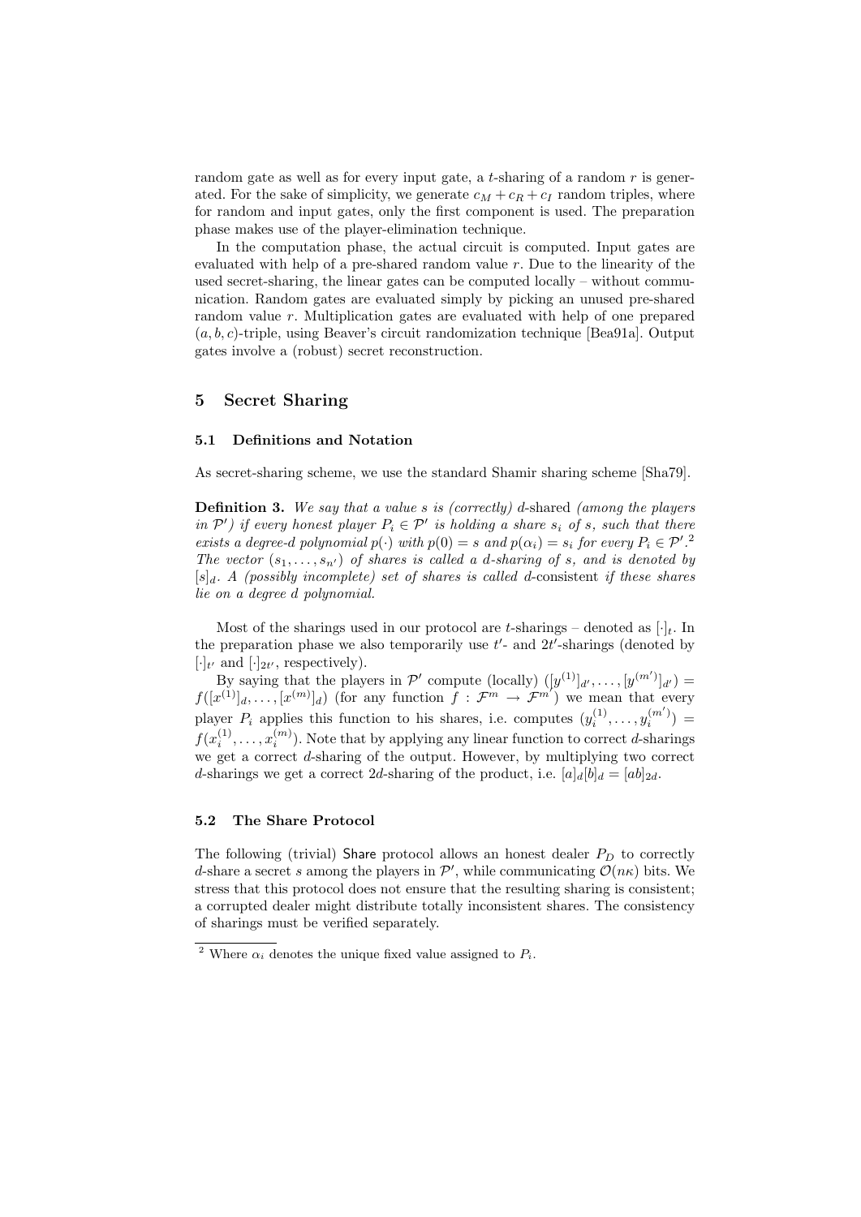random gate as well as for every input gate, a $t$-sharing of a random $r$ is generated. For the sake of simplicity, we generate $c_M + c_R + c_I$ random triples, where for random and input gates, only the first component is used. The preparation phase makes use of the player-elimination technique.

In the computation phase, the actual circuit is computed. Input gates are evaluated with help of a pre-shared random value $r$. Due to the linearity of the used secret-sharing, the linear gates can be computed locally – without communication. Random gates are evaluated simply by picking an unused pre-shared random value $r$. Multiplication gates are evaluated with help of one prepared $(a, b, c)$-triple, using Beaver's circuit randomization technique [Bea91a]. Output gates involve a (robust) secret reconstruction.

## 5 Secret Sharing

### 5.1 Definitions and Notation

As secret-sharing scheme, we use the standard Shamir sharing scheme [Sha79].

**Definition 3.** *We say that a value $s$ is (correctly) $d$-*shared *(among the players in $\mathcal{P}'$) if every honest player $P_i \in \mathcal{P}'$ is holding a share $s_i$ of $s$, such that there exists a degree-$d$ polynomial $p(\cdot)$ with $p(0) = s$ and $p(\alpha_i) = s_i$ for every $P_i \in \mathcal{P}'$.*[2] *The vector $(s_1, \ldots, s_{n'})$ of shares is called a $d$-sharing of $s$, and is denoted by $[s]_d$. A (possibly incomplete) set of shares is called $d$-*consistent *if these shares lie on a degree $d$ polynomial.*

Most of the sharings used in our protocol are $t$-sharings – denoted as $[\cdot]_t$. In the preparation phase we also temporarily use $t'$- and $2t'$-sharings (denoted by $[\cdot]_{t'}$ and $[\cdot]_{2t'}$, respectively).

By saying that the players in $\mathcal{P}'$ compute (locally) $([y^{(1)}]_{d'}, \ldots, [y^{(m')}]_{d'}) = f([x^{(1)}]_d, \ldots, [x^{(m)}]_d)$ (for any function $f : \mathcal{F}^m \to \mathcal{F}^{m'}$) we mean that every player $P_i$ applies this function to his shares, i.e. computes $(y_i^{(1)}, \ldots, y_i^{(m')}) = f(x_i^{(1)}, \ldots, x_i^{(m)})$. Note that by applying any linear function to correct $d$-sharings we get a correct $d$-sharing of the output. However, by multiplying two correct $d$-sharings we get a correct $2d$-sharing of the product, i.e. $[a]_d[b]_d = [ab]_{2d}$.

### 5.2 The Share Protocol

The following (trivial) Share protocol allows an honest dealer $P_D$ to correctly $d$-share a secret $s$ among the players in $\mathcal{P}'$, while communicating $\mathcal{O}(n\kappa)$ bits. We stress that this protocol does not ensure that the resulting sharing is consistent; a corrupted dealer might distribute totally inconsistent shares. The consistency of sharings must be verified separately.

[2] Where $\alpha_i$ denotes the unique fixed value assigned to $P_i$.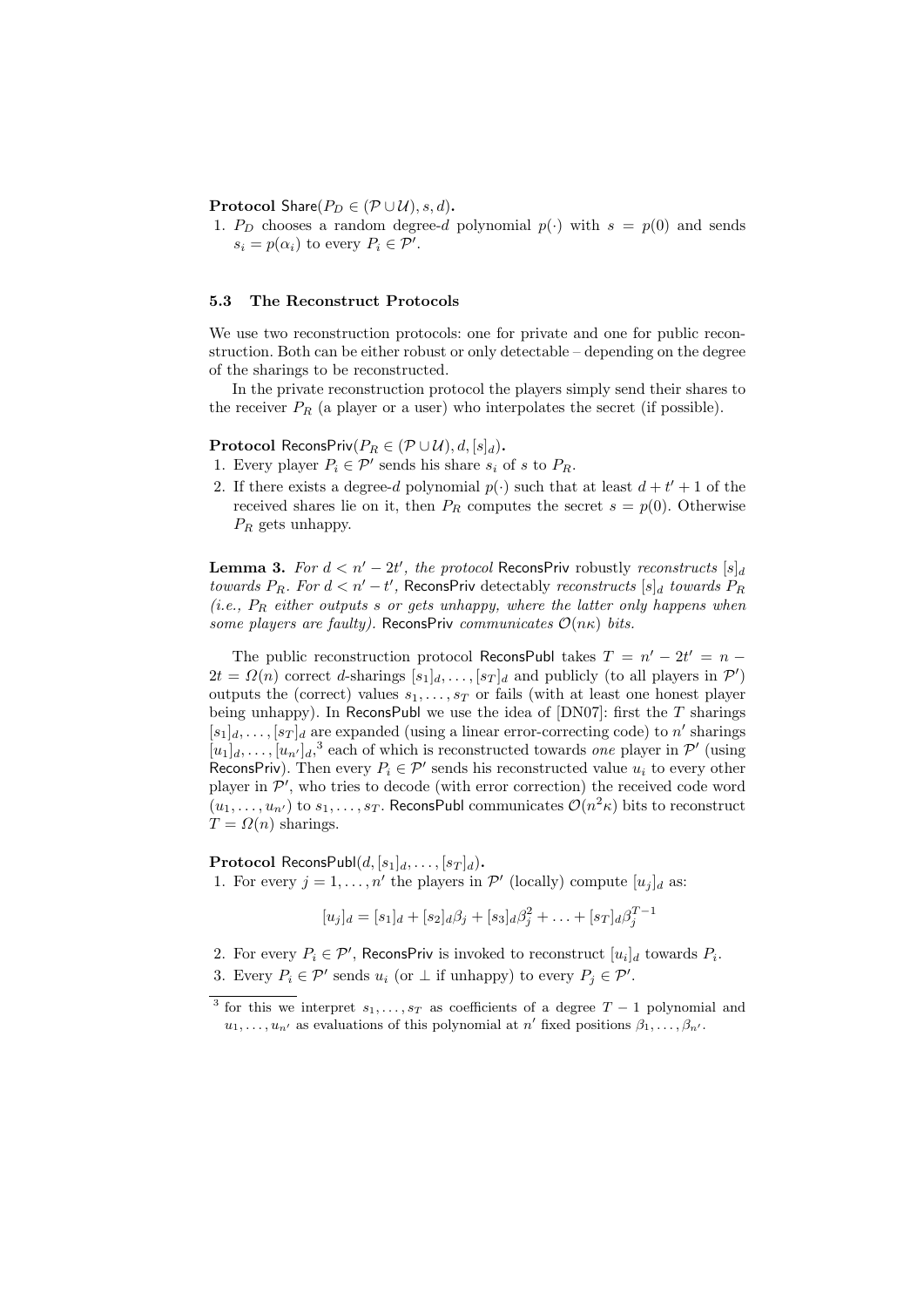**Protocol** $\mathsf{Share}(P_D \in (\mathcal{P} \cup \mathcal{U}), s, d)$**.**

1. $P_D$ chooses a random degree-$d$ polynomial $p(\cdot)$ with $s = p(0)$ and sends $s_i = p(\alpha_i)$ to every $P_i \in \mathcal{P}'$.

### 5.3 The Reconstruct Protocols

We use two reconstruction protocols: one for private and one for public reconstruction. Both can be either robust or only detectable – depending on the degree of the sharings to be reconstructed.

In the private reconstruction protocol the players simply send their shares to the receiver $P_R$ (a player or a user) who interpolates the secret (if possible).

**Protocol** $\mathsf{ReconsPriv}(P_R \in (\mathcal{P} \cup \mathcal{U}), d, [s]_d)$**.**

1. Every player $P_i \in \mathcal{P}'$ sends his share $s_i$ of $s$ to $P_R$.
2. If there exists a degree-$d$ polynomial $p(\cdot)$ such that at least $d + t' + 1$ of the received shares lie on it, then $P_R$ computes the secret $s = p(0)$. Otherwise $P_R$ gets unhappy.

**Lemma 3.** *For $d < n' - 2t'$, the protocol* ReconsPriv *robustly reconstructs $[s]_d$ towards $P_R$. For $d < n' - t'$,* ReconsPriv *detectably reconstructs $[s]_d$ towards $P_R$ (i.e., $P_R$ either outputs $s$ or gets unhappy, where the latter only happens when some players are faulty).* ReconsPriv *communicates $\mathcal{O}(n\kappa)$ bits.*

The public reconstruction protocol ReconsPubl takes $T = n' - 2t' = n - 2t = \Omega(n)$ correct $d$-sharings $[s_1]_d, \ldots, [s_T]_d$ and publicly (to all players in $\mathcal{P}'$) outputs the (correct) values $s_1, \ldots, s_T$ or fails (with at least one honest player being unhappy). In ReconsPubl we use the idea of [DN07]: first the $T$ sharings $[s_1]_d, \ldots, [s_T]_d$ are expanded (using a linear error-correcting code) to $n'$ sharings $[u_1]_d, \ldots, [u_{n'}]_d$,[3] each of which is reconstructed towards *one* player in $\mathcal{P}'$ (using ReconsPriv). Then every $P_i \in \mathcal{P}'$ sends his reconstructed value $u_i$ to every other player in $\mathcal{P}'$, who tries to decode (with error correction) the received code word $(u_1, \ldots, u_{n'})$ to $s_1, \ldots, s_T$. ReconsPubl communicates $\mathcal{O}(n^2\kappa)$ bits to reconstruct $T = \Omega(n)$ sharings.

**Protocol** $\mathsf{ReconsPubl}(d, [s_1]_d, \ldots, [s_T]_d)$**.**

1. For every $j = 1, \ldots, n'$ the players in $\mathcal{P}'$ (locally) compute $[u_j]_d$ as:
$$[u_j]_d = [s_1]_d + [s_2]_d\beta_j + [s_3]_d\beta_j^2 + \ldots + [s_T]_d\beta_j^{T-1}$$
2. For every $P_i \in \mathcal{P}'$, ReconsPriv is invoked to reconstruct $[u_i]_d$ towards $P_i$.
3. Every $P_i \in \mathcal{P}'$ sends $u_i$ (or $\perp$ if unhappy) to every $P_j \in \mathcal{P}'$.

[3] for this we interpret $s_1, \ldots, s_T$ as coefficients of a degree $T - 1$ polynomial and $u_1, \ldots, u_{n'}$ as evaluations of this polynomial at $n'$ fixed positions $\beta_1, \ldots, \beta_{n'}$.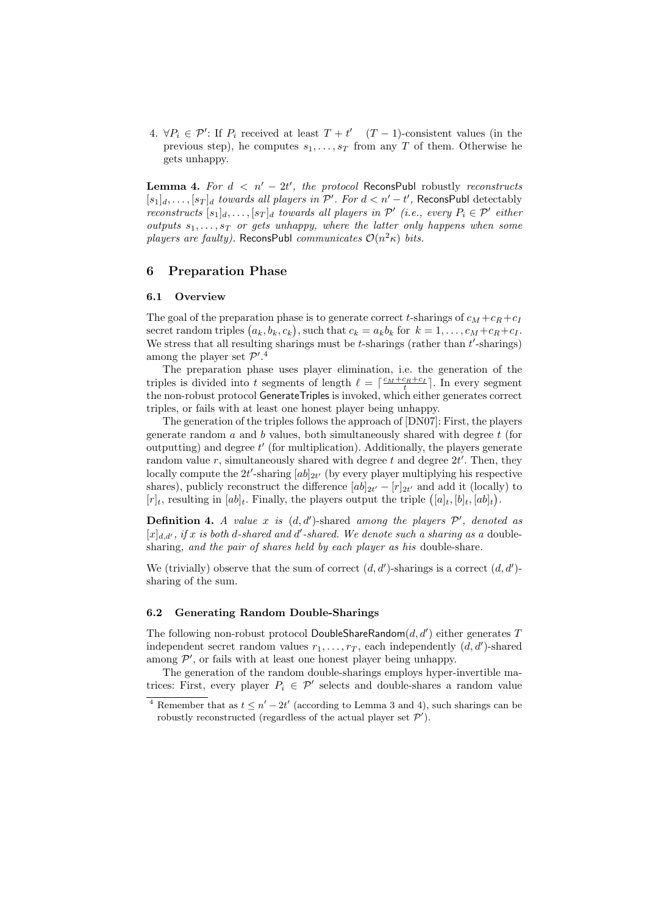4. $\forall P_i \in \mathcal{P}'$: If $P_i$ received at least $T + t'$ $(T-1)$-consistent values (in the previous step), he computes $s_1, \ldots, s_T$ from any $T$ of them. Otherwise he gets unhappy.

**Lemma 4.** *For $d < n' - 2t'$, the protocol* ReconsPubl *robustly reconstructs $[s_1]_d, \ldots, [s_T]_d$ towards all players in $\mathcal{P}'$. For $d < n' - t'$,* ReconsPubl *detectably reconstructs $[s_1]_d, \ldots, [s_T]_d$ towards all players in $\mathcal{P}'$ (i.e., every $P_i \in \mathcal{P}'$ either outputs $s_1, \ldots, s_T$ or gets unhappy, where the latter only happens when some players are faulty).* ReconsPubl *communicates $\mathcal{O}(n^2\kappa)$ bits.*

## 6 Preparation Phase

### 6.1 Overview

The goal of the preparation phase is to generate correct $t$-sharings of $c_M + c_R + c_I$ secret random triples $(a_k, b_k, c_k)$, such that $c_k = a_k b_k$ for $k = 1, \ldots, c_M + c_R + c_I$. We stress that all resulting sharings must be $t$-sharings (rather than $t'$-sharings) among the player set $\mathcal{P}'$.[4]

The preparation phase uses player elimination, i.e. the generation of the triples is divided into $t$ segments of length $\ell = \lceil \frac{c_M + c_R + c_I}{t} \rceil$. In every segment the non-robust protocol GenerateTriples is invoked, which either generates correct triples, or fails with at least one honest player being unhappy.

The generation of the triples follows the approach of [DN07]: First, the players generate random $a$ and $b$ values, both simultaneously shared with degree $t$ (for outputting) and degree $t'$ (for multiplication). Additionally, the players generate random value $r$, simultaneously shared with degree $t$ and degree $2t'$. Then, they locally compute the $2t'$-sharing $[ab]_{2t'}$ (by every player multiplying his respective shares), publicly reconstruct the difference $[ab]_{2t'} - [r]_{2t'}$ and add it (locally) to $[r]_t$, resulting in $[ab]_t$. Finally, the players output the triple $([a]_t, [b]_t, [ab]_t)$.

**Definition 4.** *A value $x$ is $(d, d')$-shared among the players $\mathcal{P}'$, denoted as $[x]_{d,d'}$, if $x$ is both $d$-shared and $d'$-shared. We denote such a sharing as a* double-sharing, *and the pair of shares held by each player as his* double-share.

We (trivially) observe that the sum of correct $(d, d')$-sharings is a correct $(d, d')$-sharing of the sum.

### 6.2 Generating Random Double-Sharings

The following non-robust protocol DoubleShareRandom$(d, d')$ either generates $T$ independent secret random values $r_1, \ldots, r_T$, each independently $(d, d')$-shared among $\mathcal{P}'$, or fails with at least one honest player being unhappy.

The generation of the random double-sharings employs hyper-invertible matrices: First, every player $P_i \in \mathcal{P}'$ selects and double-shares a random value

[4] Remember that as $t \leq n' - 2t'$ (according to Lemma 3 and 4), such sharings can be robustly reconstructed (regardless of the actual player set $\mathcal{P}'$).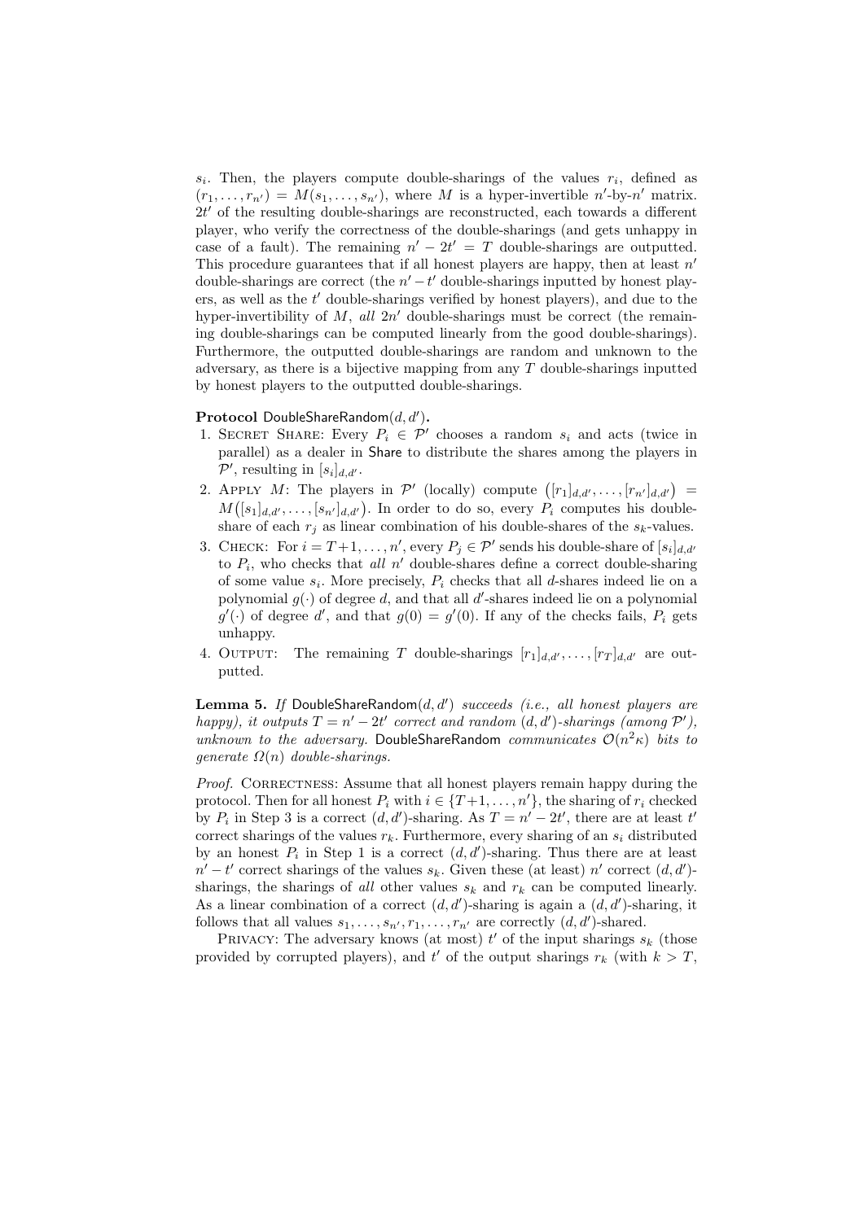$s_i$. Then, the players compute double-sharings of the values $r_i$, defined as $(r_1, \ldots, r_{n'}) = M(s_1, \ldots, s_{n'})$, where $M$ is a hyper-invertible $n'$-by-$n'$ matrix. $2t'$ of the resulting double-sharings are reconstructed, each towards a different player, who verify the correctness of the double-sharings (and gets unhappy in case of a fault). The remaining $n' - 2t' = T$ double-sharings are outputted. This procedure guarantees that if all honest players are happy, then at least $n'$ double-sharings are correct (the $n' - t'$ double-sharings inputted by honest players, as well as the $t'$ double-sharings verified by honest players), and due to the hyper-invertibility of $M$, *all* $2n'$ double-sharings must be correct (the remaining double-sharings can be computed linearly from the good double-sharings). Furthermore, the outputted double-sharings are random and unknown to the adversary, as there is a bijective mapping from any $T$ double-sharings inputted by honest players to the outputted double-sharings.

**Protocol** DoubleShareRandom$(d, d')$**.**

1. Secret Share: Every $P_i \in \mathcal{P}'$ chooses a random $s_i$ and acts (twice in parallel) as a dealer in Share to distribute the shares among the players in $\mathcal{P}'$, resulting in $[s_i]_{d,d'}$.
2. Apply $M$: The players in $\mathcal{P}'$ (locally) compute $\big([r_1]_{d,d'}, \ldots, [r_{n'}]_{d,d'}\big) = M\big([s_1]_{d,d'}, \ldots, [s_{n'}]_{d,d'}\big)$. In order to do so, every $P_i$ computes his double-share of each $r_j$ as linear combination of his double-shares of the $s_k$-values.
3. Check: For $i = T+1, \ldots, n'$, every $P_j \in \mathcal{P}'$ sends his double-share of $[s_i]_{d,d'}$ to $P_i$, who checks that *all* $n'$ double-shares define a correct double-sharing of some value $s_i$. More precisely, $P_i$ checks that all $d$-shares indeed lie on a polynomial $g(\cdot)$ of degree $d$, and that all $d'$-shares indeed lie on a polynomial $g'(\cdot)$ of degree $d'$, and that $g(0) = g'(0)$. If any of the checks fails, $P_i$ gets unhappy.
4. Output: The remaining $T$ double-sharings $[r_1]_{d,d'}, \ldots, [r_T]_{d,d'}$ are outputted.

**Lemma 5.** *If* DoubleShareRandom$(d, d')$ *succeeds (i.e., all honest players are happy), it outputs $T = n' - 2t'$ correct and random $(d, d')$-sharings (among $\mathcal{P}'$), unknown to the adversary.* DoubleShareRandom *communicates $\mathcal{O}(n^2\kappa)$ bits to generate $\Omega(n)$ double-sharings.*

*Proof.* Correctness: Assume that all honest players remain happy during the protocol. Then for all honest $P_i$ with $i \in \{T+1, \ldots, n'\}$, the sharing of $r_i$ checked by $P_i$ in Step 3 is a correct $(d, d')$-sharing. As $T = n' - 2t'$, there are at least $t'$ correct sharings of the values $r_k$. Furthermore, every sharing of an $s_i$ distributed by an honest $P_i$ in Step 1 is a correct $(d, d')$-sharing. Thus there are at least $n' - t'$ correct sharings of the values $s_k$. Given these (at least) $n'$ correct $(d, d')$-sharings, the sharings of *all* other values $s_k$ and $r_k$ can be computed linearly. As a linear combination of a correct $(d, d')$-sharing is again a $(d, d')$-sharing, it follows that all values $s_1, \ldots, s_{n'}, r_1, \ldots, r_{n'}$ are correctly $(d, d')$-shared.

Privacy: The adversary knows (at most) $t'$ of the input sharings $s_k$ (those provided by corrupted players), and $t'$ of the output sharings $r_k$ (with $k > T$,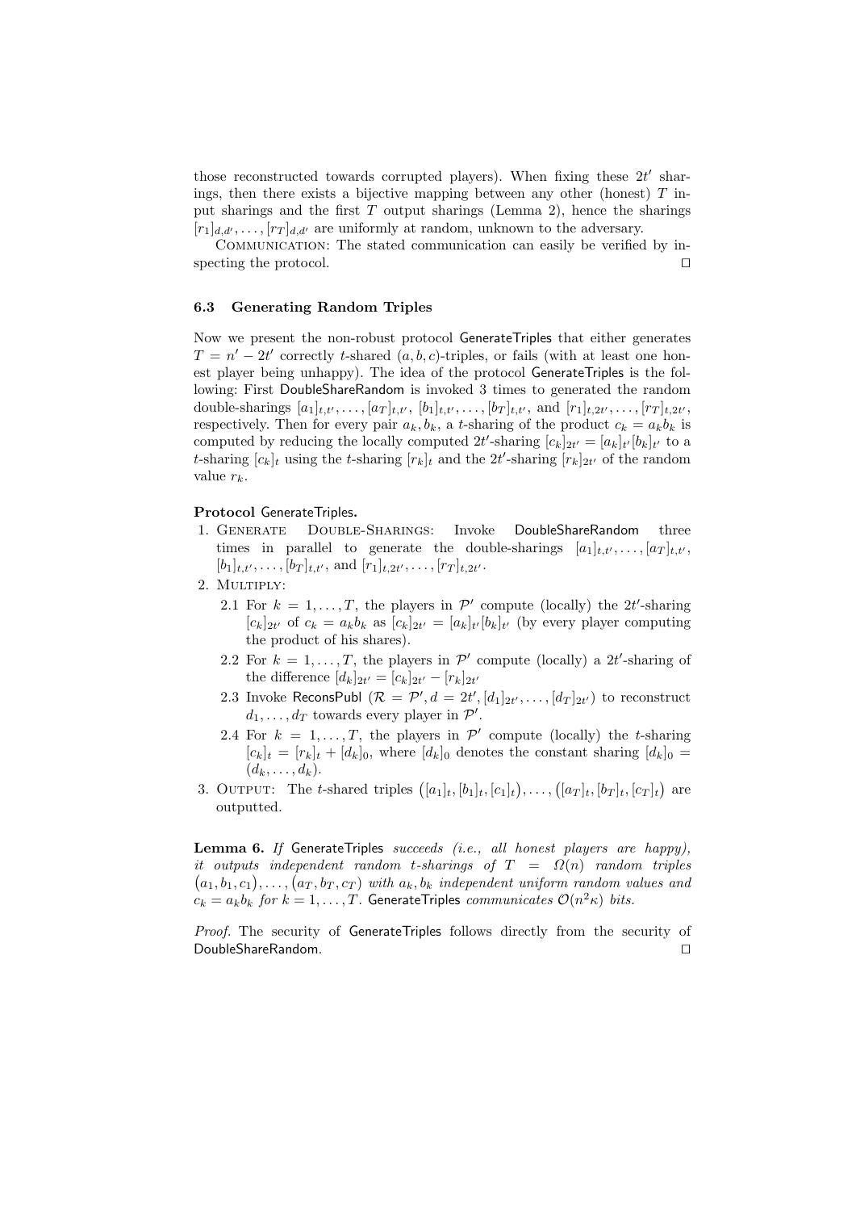those reconstructed towards corrupted players). When fixing these $2t'$ sharings, then there exists a bijective mapping between any other (honest) $T$ input sharings and the first $T$ output sharings (Lemma 2), hence the sharings $[r_1]_{d,d'}, \ldots, [r_T]_{d,d'}$ are uniformly at random, unknown to the adversary.

Communication: The stated communication can easily be verified by inspecting the protocol. □

### 6.3 Generating Random Triples

Now we present the non-robust protocol GenerateTriples that either generates $T = n' - 2t'$ correctly $t$-shared $(a, b, c)$-triples, or fails (with at least one honest player being unhappy). The idea of the protocol GenerateTriples is the following: First DoubleShareRandom is invoked 3 times to generated the random double-sharings $[a_1]_{t,t'}, \ldots, [a_T]_{t,t'}$, $[b_1]_{t,t'}, \ldots, [b_T]_{t,t'}$, and $[r_1]_{t,2t'}, \ldots, [r_T]_{t,2t'}$, respectively. Then for every pair $a_k, b_k$, a $t$-sharing of the product $c_k = a_k b_k$ is computed by reducing the locally computed $2t'$-sharing $[c_k]_{2t'} = [a_k]_{t'}[b_k]_{t'}$ to a $t$-sharing $[c_k]_t$ using the $t$-sharing $[r_k]_t$ and the $2t'$-sharing $[r_k]_{2t'}$ of the random value $r_k$.

**Protocol** GenerateTriples**.**

1. Generate Double-Sharings: Invoke DoubleShareRandom three times in parallel to generate the double-sharings $[a_1]_{t,t'}, \ldots, [a_T]_{t,t'}$, $[b_1]_{t,t'}, \ldots, [b_T]_{t,t'}$, and $[r_1]_{t,2t'}, \ldots, [r_T]_{t,2t'}$.
2. Multiply:
   - 2.1 For $k = 1, \ldots, T$, the players in $\mathcal{P}'$ compute (locally) the $2t'$-sharing $[c_k]_{2t'}$ of $c_k = a_k b_k$ as $[c_k]_{2t'} = [a_k]_{t'}[b_k]_{t'}$ (by every player computing the product of his shares).
   - 2.2 For $k = 1, \ldots, T$, the players in $\mathcal{P}'$ compute (locally) a $2t'$-sharing of the difference $[d_k]_{2t'} = [c_k]_{2t'} - [r_k]_{2t'}$
   - 2.3 Invoke ReconsPubl ($\mathcal{R} = \mathcal{P}', d = 2t', [d_1]_{2t'}, \ldots, [d_T]_{2t'}$) to reconstruct $d_1, \ldots, d_T$ towards every player in $\mathcal{P}'$.
   - 2.4 For $k = 1, \ldots, T$, the players in $\mathcal{P}'$ compute (locally) the $t$-sharing $[c_k]_t = [r_k]_t + [d_k]_0$, where $[d_k]_0$ denotes the constant sharing $[d_k]_0 = (d_k, \ldots, d_k)$.
3. Output: The $t$-shared triples $\big([a_1]_t, [b_1]_t, [c_1]_t\big), \ldots, \big([a_T]_t, [b_T]_t, [c_T]_t\big)$ are outputted.

**Lemma 6.** *If* GenerateTriples *succeeds (i.e., all honest players are happy), it outputs independent random $t$-sharings of $T = \Omega(n)$ random triples $\big(a_1, b_1, c_1\big), \ldots, \big(a_T, b_T, c_T\big)$ with $a_k, b_k$ independent uniform random values and $c_k = a_k b_k$ for $k = 1, \ldots, T$.* GenerateTriples *communicates $\mathcal{O}(n^2\kappa)$ bits.*

*Proof.* The security of GenerateTriples follows directly from the security of DoubleShareRandom. □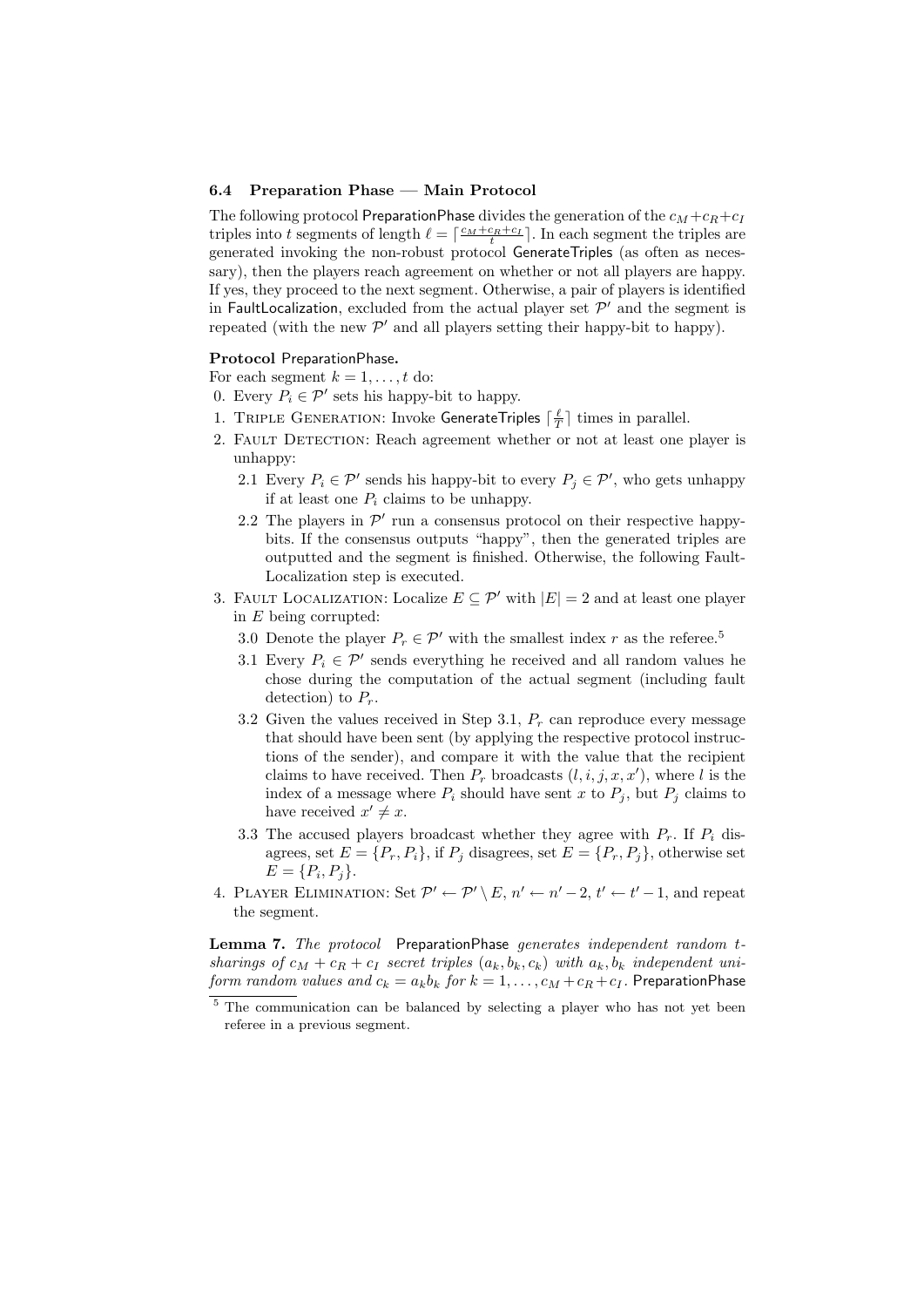### 6.4 Preparation Phase — Main Protocol

The following protocol PreparationPhase divides the generation of the $c_M + c_R + c_I$ triples into $t$ segments of length $\ell = \lceil \frac{c_M + c_R + c_I}{t} \rceil$. In each segment the triples are generated invoking the non-robust protocol GenerateTriples (as often as necessary), then the players reach agreement on whether or not all players are happy. If yes, they proceed to the next segment. Otherwise, a pair of players is identified in FaultLocalization, excluded from the actual player set $\mathcal{P}'$ and the segment is repeated (with the new $\mathcal{P}'$ and all players setting their happy-bit to happy).

**Protocol** PreparationPhase**.**

For each segment $k = 1, \ldots, t$ do:

0. Every $P_i \in \mathcal{P}'$ sets his happy-bit to happy.
1. Triple Generation: Invoke GenerateTriples $\lceil \frac{\ell}{T} \rceil$ times in parallel.
2. Fault Detection: Reach agreement whether or not at least one player is unhappy:
   - 2.1 Every $P_i \in \mathcal{P}'$ sends his happy-bit to every $P_j \in \mathcal{P}'$, who gets unhappy if at least one $P_i$ claims to be unhappy.
   - 2.2 The players in $\mathcal{P}'$ run a consensus protocol on their respective happy-bits. If the consensus outputs "happy", then the generated triples are outputted and the segment is finished. Otherwise, the following Fault-Localization step is executed.
3. Fault Localization: Localize $E \subseteq \mathcal{P}'$ with $|E| = 2$ and at least one player in $E$ being corrupted:
   - 3.0 Denote the player $P_r \in \mathcal{P}'$ with the smallest index $r$ as the referee.[5]
   - 3.1 Every $P_i \in \mathcal{P}'$ sends everything he received and all random values he chose during the computation of the actual segment (including fault detection) to $P_r$.
   - 3.2 Given the values received in Step 3.1, $P_r$ can reproduce every message that should have been sent (by applying the respective protocol instructions of the sender), and compare it with the value that the recipient claims to have received. Then $P_r$ broadcasts $(l, i, j, x, x')$, where $l$ is the index of a message where $P_i$ should have sent $x$ to $P_j$, but $P_j$ claims to have received $x' \neq x$.
   - 3.3 The accused players broadcast whether they agree with $P_r$. If $P_i$ disagrees, set $E = \{P_r, P_i\}$, if $P_j$ disagrees, set $E = \{P_r, P_j\}$, otherwise set $E = \{P_i, P_j\}$.
4. Player Elimination: Set $\mathcal{P}' \leftarrow \mathcal{P}' \setminus E$, $n' \leftarrow n' - 2$, $t' \leftarrow t' - 1$, and repeat the segment.

**Lemma 7.** *The protocol* PreparationPhase *generates independent random $t$-sharings of $c_M + c_R + c_I$ secret triples $(a_k, b_k, c_k)$ with $a_k, b_k$ independent uniform random values and $c_k = a_k b_k$ for $k = 1, \ldots, c_M + c_R + c_I$.* PreparationPhase

[5] The communication can be balanced by selecting a player who has not yet been referee in a previous segment.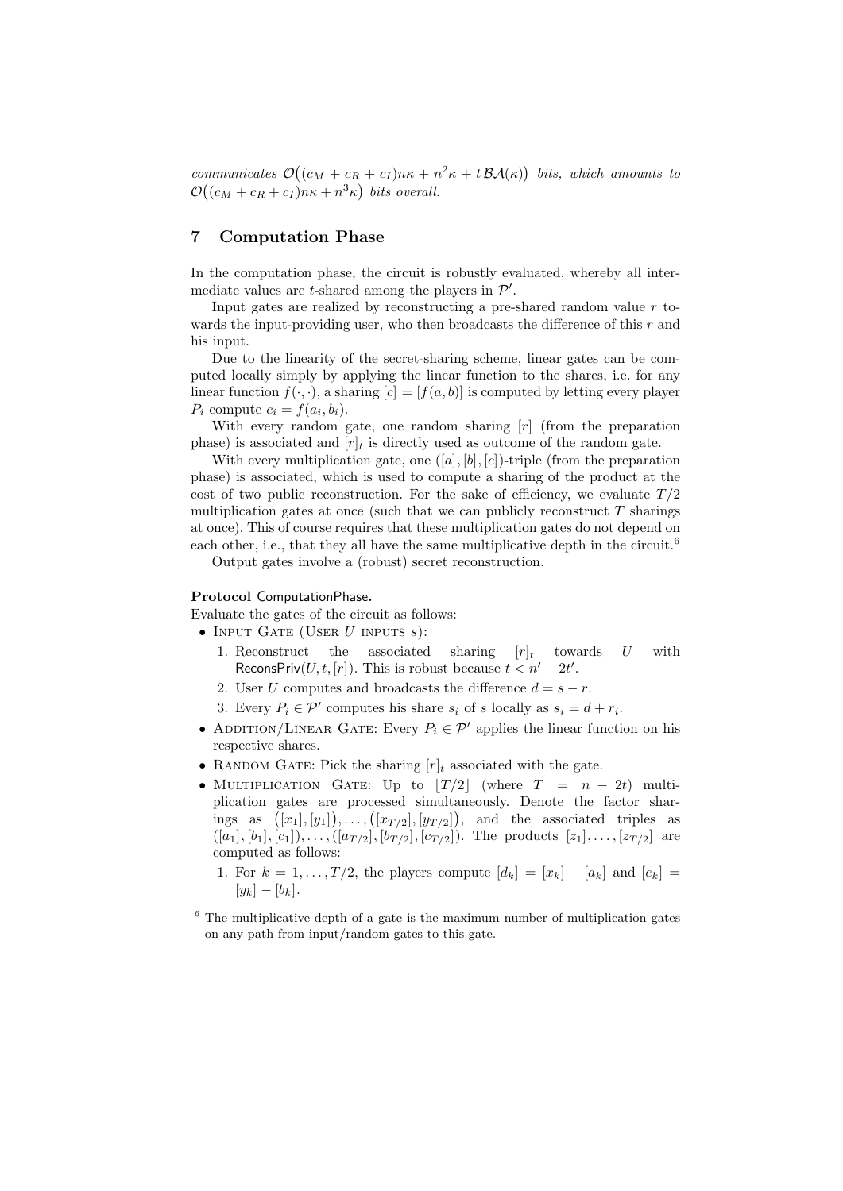*communicates* $\mathcal{O}\big((c_M + c_R + c_I)n\kappa + n^2\kappa + t\,\mathcal{BA}(\kappa)\big)$ *bits, which amounts to* $\mathcal{O}\big((c_M + c_R + c_I)n\kappa + n^3\kappa\big)$ *bits overall.*

## 7 Computation Phase

In the computation phase, the circuit is robustly evaluated, whereby all intermediate values are $t$-shared among the players in $\mathcal{P}'$.

Input gates are realized by reconstructing a pre-shared random value $r$ towards the input-providing user, who then broadcasts the difference of this $r$ and his input.

Due to the linearity of the secret-sharing scheme, linear gates can be computed locally simply by applying the linear function to the shares, i.e. for any linear function $f(\cdot,\cdot)$, a sharing $[c] = [f(a,b)]$ is computed by letting every player $P_i$ compute $c_i = f(a_i, b_i)$.

With every random gate, one random sharing $[r]$ (from the preparation phase) is associated and $[r]_t$ is directly used as outcome of the random gate.

With every multiplication gate, one $([a],[b],[c])$-triple (from the preparation phase) is associated, which is used to compute a sharing of the product at the cost of two public reconstruction. For the sake of efficiency, we evaluate $T/2$ multiplication gates at once (such that we can publicly reconstruct $T$ sharings at once). This of course requires that these multiplication gates do not depend on each other, i.e., that they all have the same multiplicative depth in the circuit.[6]

Output gates involve a (robust) secret reconstruction.

**Protocol** ComputationPhase**.**
Evaluate the gates of the circuit as follows:

- Input Gate (User $U$ inputs $s$):
  1. Reconstruct the associated sharing $[r]_t$ towards $U$ with $\mathsf{ReconsPriv}(U, t, [r])$. This is robust because $t < n' - 2t'$.
  2. User $U$ computes and broadcasts the difference $d = s - r$.
  3. Every $P_i \in \mathcal{P}'$ computes his share $s_i$ of $s$ locally as $s_i = d + r_i$.
- Addition/Linear Gate: Every $P_i \in \mathcal{P}'$ applies the linear function on his respective shares.
- Random Gate: Pick the sharing $[r]_t$ associated with the gate.
- Multiplication Gate: Up to $\lfloor T/2 \rfloor$ (where $T = n - 2t$) multiplication gates are processed simultaneously. Denote the factor sharings as $\big([x_1],[y_1]\big),\ldots,\big([x_{T/2}],[y_{T/2}]\big)$, and the associated triples as $([a_1],[b_1],[c_1]),\ldots,([a_{T/2}],[b_{T/2}],[c_{T/2}])$. The products $[z_1],\ldots,[z_{T/2}]$ are computed as follows:
  1. For $k = 1,\ldots,T/2$, the players compute $[d_k] = [x_k] - [a_k]$ and $[e_k] = [y_k] - [b_k]$.

[6] The multiplicative depth of a gate is the maximum number of multiplication gates on any path from input/random gates to this gate.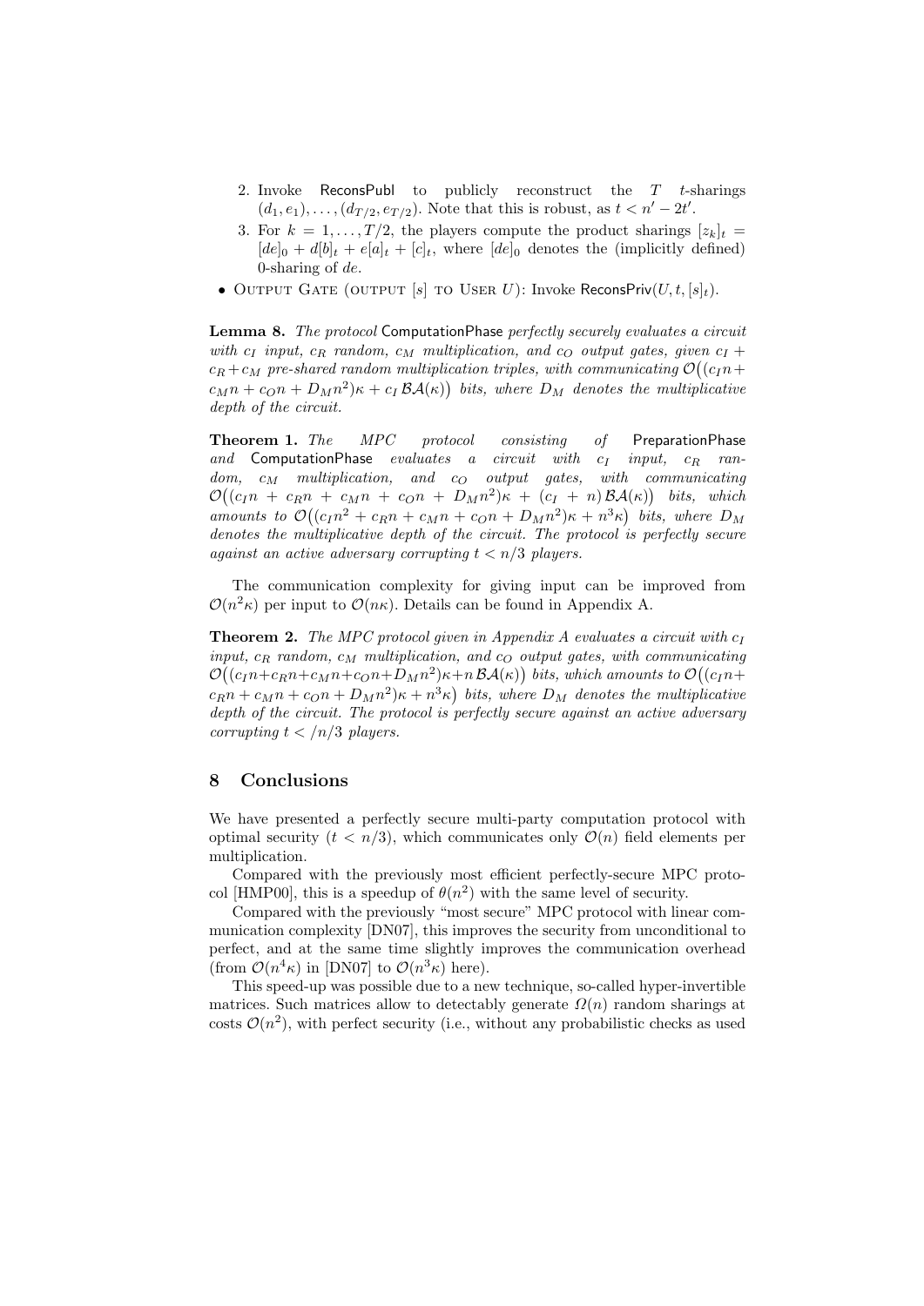2. Invoke ReconsPubl to publicly reconstruct the $T$ $t$-sharings $(d_1, e_1), \ldots, (d_{T/2}, e_{T/2})$. Note that this is robust, as $t < n' - 2t'$.
3. For $k = 1, \ldots, T/2$, the players compute the product sharings $[z_k]_t = [de]_0 + d[b]_t + e[a]_t + [c]_t$, where $[de]_0$ denotes the (implicitly defined) 0-sharing of $de$.

- Output Gate (output $[s]$ to User $U$): Invoke ReconsPriv$(U, t, [s]_t)$.

**Lemma 8.** *The protocol* ComputationPhase *perfectly securely evaluates a circuit with $c_I$ input, $c_R$ random, $c_M$ multiplication, and $c_O$ output gates, given $c_I + c_R + c_M$ pre-shared random multiplication triples, with communicating $\mathcal{O}\big((c_I n + c_M n + c_O n + D_M n^2)\kappa + c_I\,\mathcal{BA}(\kappa)\big)$ bits, where $D_M$ denotes the multiplicative depth of the circuit.*

**Theorem 1.** *The MPC protocol consisting of* PreparationPhase *and* ComputationPhase *evaluates a circuit with $c_I$ input, $c_R$ random, $c_M$ multiplication, and $c_O$ output gates, with communicating $\mathcal{O}\big((c_I n + c_R n + c_M n + c_O n + D_M n^2)\kappa + (c_I + n)\,\mathcal{BA}(\kappa)\big)$ bits, which amounts to $\mathcal{O}\big((c_I n^2 + c_R n + c_M n + c_O n + D_M n^2)\kappa + n^3\kappa\big)$ bits, where $D_M$ denotes the multiplicative depth of the circuit. The protocol is perfectly secure against an active adversary corrupting $t < n/3$ players.*

The communication complexity for giving input can be improved from $\mathcal{O}(n^2\kappa)$ per input to $\mathcal{O}(n\kappa)$. Details can be found in Appendix A.

**Theorem 2.** *The MPC protocol given in Appendix A evaluates a circuit with $c_I$ input, $c_R$ random, $c_M$ multiplication, and $c_O$ output gates, with communicating $\mathcal{O}\big((c_I n + c_R n + c_M n + c_O n + D_M n^2)\kappa + n\,\mathcal{BA}(\kappa)\big)$ bits, which amounts to $\mathcal{O}\big((c_I n + c_R n + c_M n + c_O n + D_M n^2)\kappa + n^3\kappa\big)$ bits, where $D_M$ denotes the multiplicative depth of the circuit. The protocol is perfectly secure against an active adversary corrupting $t < /n/3$ players.*

## 8 Conclusions

We have presented a perfectly secure multi-party computation protocol with optimal security ($t < n/3$), which communicates only $\mathcal{O}(n)$ field elements per multiplication.

Compared with the previously most efficient perfectly-secure MPC protocol [HMP00], this is a speedup of $\theta(n^2)$ with the same level of security.

Compared with the previously "most secure" MPC protocol with linear communication complexity [DN07], this improves the security from unconditional to perfect, and at the same time slightly improves the communication overhead (from $\mathcal{O}(n^4\kappa)$ in [DN07] to $\mathcal{O}(n^3\kappa)$ here).

This speed-up was possible due to a new technique, so-called hyper-invertible matrices. Such matrices allow to detectably generate $\Omega(n)$ random sharings at costs $\mathcal{O}(n^2)$, with perfect security (i.e., without any probabilistic checks as used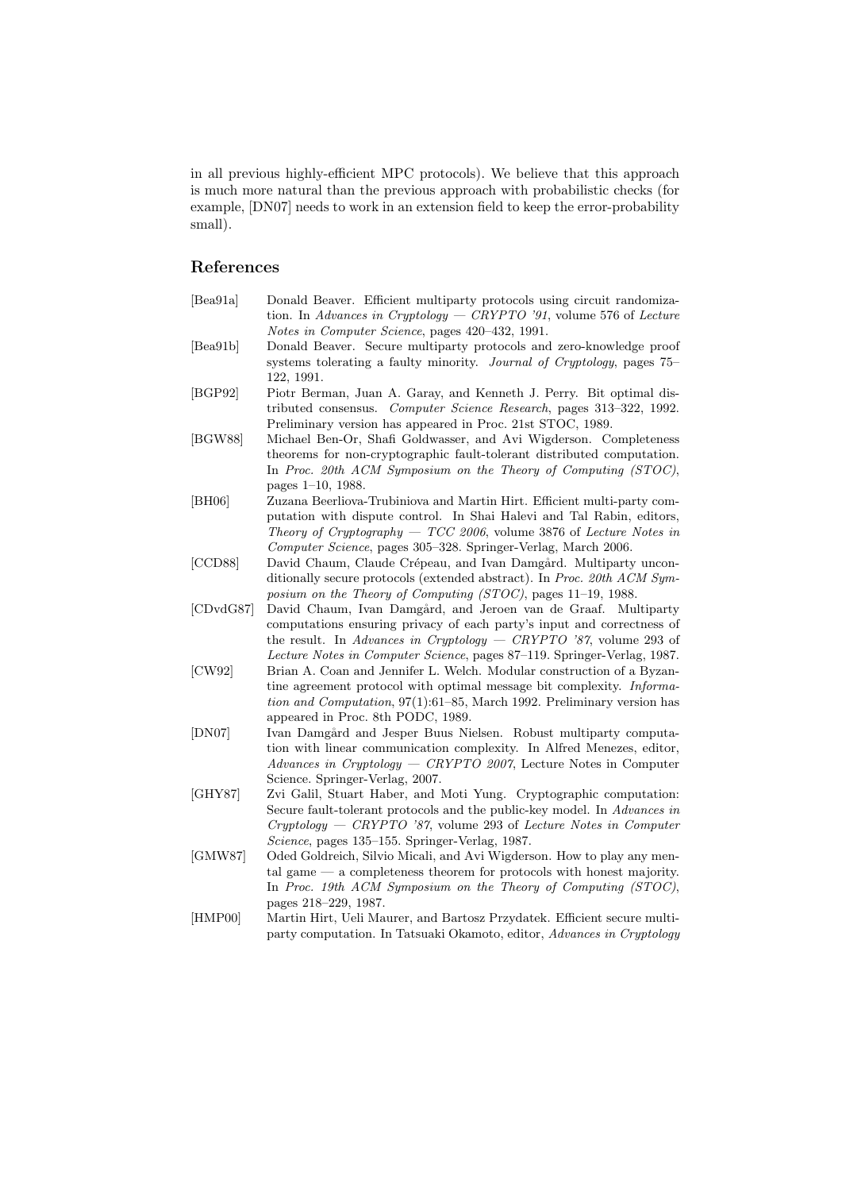in all previous highly-efficient MPC protocols). We believe that this approach is much more natural than the previous approach with probabilistic checks (for example, [DN07] needs to work in an extension field to keep the error-probability small).

## References

[Bea91a] Donald Beaver. Efficient multiparty protocols using circuit randomization. In *Advances in Cryptology — CRYPTO '91*, volume 576 of *Lecture Notes in Computer Science*, pages 420–432, 1991.

[Bea91b] Donald Beaver. Secure multiparty protocols and zero-knowledge proof systems tolerating a faulty minority. *Journal of Cryptology*, pages 75–122, 1991.

[BGP92] Piotr Berman, Juan A. Garay, and Kenneth J. Perry. Bit optimal distributed consensus. *Computer Science Research*, pages 313–322, 1992. Preliminary version has appeared in Proc. 21st STOC, 1989.

[BGW88] Michael Ben-Or, Shafi Goldwasser, and Avi Wigderson. Completeness theorems for non-cryptographic fault-tolerant distributed computation. In *Proc. 20th ACM Symposium on the Theory of Computing (STOC)*, pages 1–10, 1988.

[BH06] Zuzana Beerliova-Trubiniova and Martin Hirt. Efficient multi-party computation with dispute control. In Shai Halevi and Tal Rabin, editors, *Theory of Cryptography — TCC 2006*, volume 3876 of *Lecture Notes in Computer Science*, pages 305–328. Springer-Verlag, March 2006.

[CCD88] David Chaum, Claude Crépeau, and Ivan Damgård. Multiparty unconditionally secure protocols (extended abstract). In *Proc. 20th ACM Symposium on the Theory of Computing (STOC)*, pages 11–19, 1988.

[CDvdG87] David Chaum, Ivan Damgård, and Jeroen van de Graaf. Multiparty computations ensuring privacy of each party's input and correctness of the result. In *Advances in Cryptology — CRYPTO '87*, volume 293 of *Lecture Notes in Computer Science*, pages 87–119. Springer-Verlag, 1987.

[CW92] Brian A. Coan and Jennifer L. Welch. Modular construction of a Byzantine agreement protocol with optimal message bit complexity. *Information and Computation*, 97(1):61–85, March 1992. Preliminary version has appeared in Proc. 8th PODC, 1989.

[DN07] Ivan Damgård and Jesper Buus Nielsen. Robust multiparty computation with linear communication complexity. In Alfred Menezes, editor, *Advances in Cryptology — CRYPTO 2007*, Lecture Notes in Computer Science. Springer-Verlag, 2007.

[GHY87] Zvi Galil, Stuart Haber, and Moti Yung. Cryptographic computation: Secure fault-tolerant protocols and the public-key model. In *Advances in Cryptology — CRYPTO '87*, volume 293 of *Lecture Notes in Computer Science*, pages 135–155. Springer-Verlag, 1987.

[GMW87] Oded Goldreich, Silvio Micali, and Avi Wigderson. How to play any mental game — a completeness theorem for protocols with honest majority. In *Proc. 19th ACM Symposium on the Theory of Computing (STOC)*, pages 218–229, 1987.

[HMP00] Martin Hirt, Ueli Maurer, and Bartosz Przydatek. Efficient secure multi-party computation. In Tatsuaki Okamoto, editor, *Advances in Cryptology*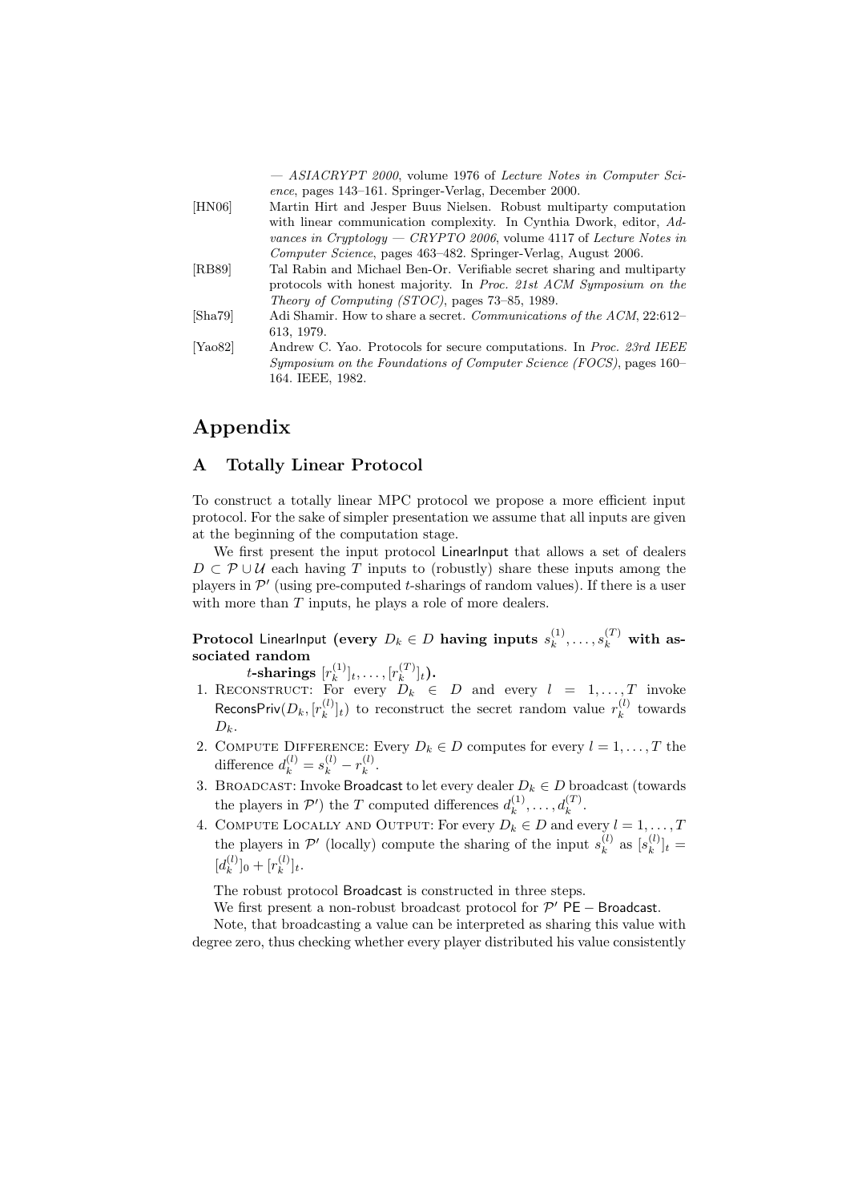— *ASIACRYPT 2000*, volume 1976 of *Lecture Notes in Computer Science*, pages 143–161. Springer-Verlag, December 2000.

[HN06] Martin Hirt and Jesper Buus Nielsen. Robust multiparty computation with linear communication complexity. In Cynthia Dwork, editor, *Advances in Cryptology — CRYPTO 2006*, volume 4117 of *Lecture Notes in Computer Science*, pages 463–482. Springer-Verlag, August 2006.

[RB89] Tal Rabin and Michael Ben-Or. Verifiable secret sharing and multiparty protocols with honest majority. In *Proc. 21st ACM Symposium on the Theory of Computing (STOC)*, pages 73–85, 1989.

[Sha79] Adi Shamir. How to share a secret. *Communications of the ACM*, 22:612–613, 1979.

[Yao82] Andrew C. Yao. Protocols for secure computations. In *Proc. 23rd IEEE Symposium on the Foundations of Computer Science (FOCS)*, pages 160–164. IEEE, 1982.

# Appendix

## A Totally Linear Protocol

To construct a totally linear MPC protocol we propose a more efficient input protocol. For the sake of simpler presentation we assume that all inputs are given at the beginning of the computation stage.

We first present the input protocol LinearInput that allows a set of dealers $D \subset \mathcal{P} \cup \mathcal{U}$ each having $T$ inputs to (robustly) share these inputs among the players in $\mathcal{P}'$ (using pre-computed $t$-sharings of random values). If there is a user with more than $T$ inputs, he plays a role of more dealers.

**Protocol LinearInput (every $D_k \in D$ having inputs $s_k^{(1)}, \ldots, s_k^{(T)}$ with associated random $t$-sharings $[r_k^{(1)}]_t, \ldots, [r_k^{(T)}]_t$).**

1. Reconstruct: For every $D_k \in D$ and every $l = 1, \ldots, T$ invoke ReconsPriv$(D_k, [r_k^{(l)}]_t)$ to reconstruct the secret random value $r_k^{(l)}$ towards $D_k$.
2. Compute Difference: Every $D_k \in D$ computes for every $l = 1, \ldots, T$ the difference $d_k^{(l)} = s_k^{(l)} - r_k^{(l)}$.
3. Broadcast: Invoke Broadcast to let every dealer $D_k \in D$ broadcast (towards the players in $\mathcal{P}'$) the $T$ computed differences $d_k^{(1)}, \ldots, d_k^{(T)}$.
4. Compute Locally and Output: For every $D_k \in D$ and every $l = 1, \ldots, T$ the players in $\mathcal{P}'$ (locally) compute the sharing of the input $s_k^{(l)}$ as $[s_k^{(l)}]_t = [d_k^{(l)}]_0 + [r_k^{(l)}]_t$.

The robust protocol Broadcast is constructed in three steps.

We first present a non-robust broadcast protocol for $\mathcal{P}'$ PE − Broadcast.

Note, that broadcasting a value can be interpreted as sharing this value with degree zero, thus checking whether every player distributed his value consistently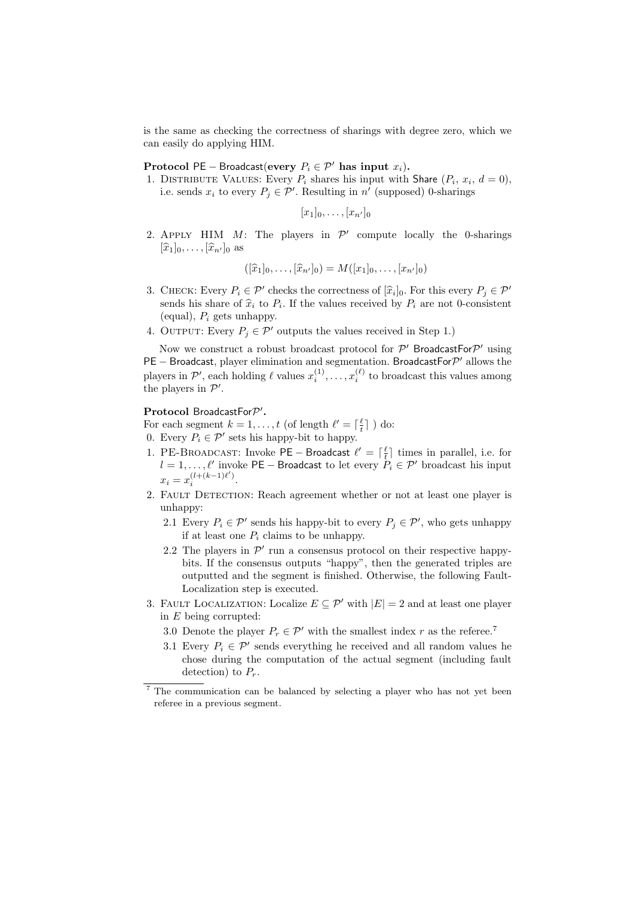is the same as checking the correctness of sharings with degree zero, which we can easily do applying HIM.

**Protocol** $\mathsf{PE-Broadcast}$(**every** $P_i \in \mathcal{P}'$ **has input** $x_i$)**.**

1. Distribute Values: Every $P_i$ shares his input with $\mathsf{Share}$ ($P_i$, $x_i$, $d = 0$), i.e. sends $x_i$ to every $P_j \in \mathcal{P}'$. Resulting in $n'$ (supposed) 0-sharings

$$[x_1]_0, \ldots, [x_{n'}]_0$$

2. Apply HIM $M$: The players in $\mathcal{P}'$ compute locally the 0-sharings $[\widehat{x}_1]_0, \ldots, [\widehat{x}_{n'}]_0$ as

$$([\widehat{x}_1]_0, \ldots, [\widehat{x}_{n'}]_0) = M([x_1]_0, \ldots, [x_{n'}]_0)$$

3. Check: Every $P_i \in \mathcal{P}'$ checks the correctness of $[\widehat{x}_i]_0$. For this every $P_j \in \mathcal{P}'$ sends his share of $\widehat{x}_i$ to $P_i$. If the values received by $P_i$ are not 0-consistent (equal), $P_i$ gets unhappy.
4. Output: Every $P_j \in \mathcal{P}'$ outputs the values received in Step 1.)

Now we construct a robust broadcast protocol for $\mathcal{P}'$ $\mathsf{BroadcastFor}\mathcal{P}'$ using $\mathsf{PE-Broadcast}$, player elimination and segmentation. $\mathsf{BroadcastFor}\mathcal{P}'$ allows the players in $\mathcal{P}'$, each holding $\ell$ values $x_i^{(1)}, \ldots, x_i^{(\ell)}$ to broadcast this values among the players in $\mathcal{P}'$.

**Protocol** $\mathsf{BroadcastFor}\mathcal{P}'$**.**

For each segment $k = 1, \ldots, t$ (of length $\ell' = \lceil \frac{\ell}{t} \rceil$ ) do:

0. Every $P_i \in \mathcal{P}'$ sets his happy-bit to happy.
1. PE-Broadcast: Invoke $\mathsf{PE-Broadcast}$ $\ell' = \lceil \frac{\ell}{t} \rceil$ times in parallel, i.e. for $l = 1, \ldots, \ell'$ invoke $\mathsf{PE-Broadcast}$ to let every $P_i \in \mathcal{P}'$ broadcast his input $x_i = x_i^{(l+(k-1)\ell')}$.
2. Fault Detection: Reach agreement whether or not at least one player is unhappy:
   - 2.1 Every $P_i \in \mathcal{P}'$ sends his happy-bit to every $P_j \in \mathcal{P}'$, who gets unhappy if at least one $P_i$ claims to be unhappy.
   - 2.2 The players in $\mathcal{P}'$ run a consensus protocol on their respective happy-bits. If the consensus outputs "happy", then the generated triples are outputted and the segment is finished. Otherwise, the following Fault-Localization step is executed.
3. Fault Localization: Localize $E \subseteq \mathcal{P}'$ with $|E| = 2$ and at least one player in $E$ being corrupted:
   - 3.0 Denote the player $P_r \in \mathcal{P}'$ with the smallest index $r$ as the referee.[7]
   - 3.1 Every $P_i \in \mathcal{P}'$ sends everything he received and all random values he chose during the computation of the actual segment (including fault detection) to $P_r$.

[7] The communication can be balanced by selecting a player who has not yet been referee in a previous segment.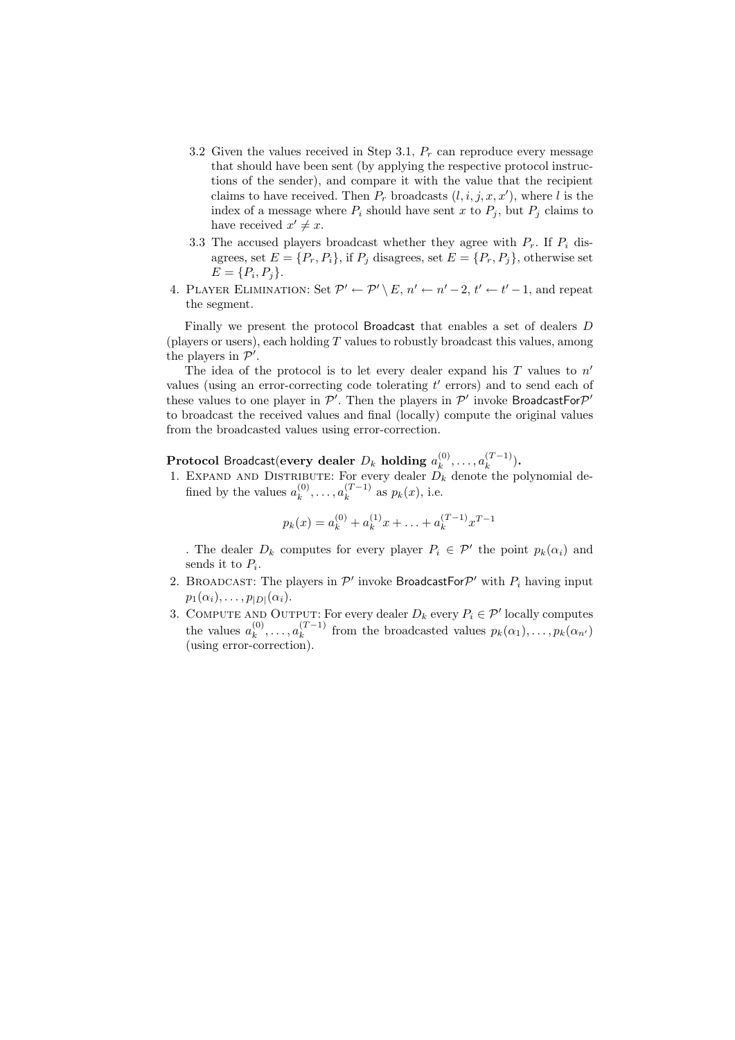3.2 Given the values received in Step 3.1, $P_r$ can reproduce every message that should have been sent (by applying the respective protocol instructions of the sender), and compare it with the value that the recipient claims to have received. Then $P_r$ broadcasts $(l, i, j, x, x')$, where $l$ is the index of a message where $P_i$ should have sent $x$ to $P_j$, but $P_j$ claims to have received $x' \neq x$.

3.3 The accused players broadcast whether they agree with $P_r$. If $P_i$ disagrees, set $E = \{P_r, P_i\}$, if $P_j$ disagrees, set $E = \{P_r, P_j\}$, otherwise set $E = \{P_i, P_j\}$.

4. Player Elimination: Set $\mathcal{P}' \leftarrow \mathcal{P}' \setminus E$, $n' \leftarrow n' - 2$, $t' \leftarrow t' - 1$, and repeat the segment.

Finally we present the protocol Broadcast that enables a set of dealers $D$ (players or users), each holding $T$ values to robustly broadcast this values, among the players in $\mathcal{P}'$.

The idea of the protocol is to let every dealer expand his $T$ values to $n'$ values (using an error-correcting code tolerating $t'$ errors) and to send each of these values to one player in $\mathcal{P}'$. Then the players in $\mathcal{P}'$ invoke BroadcastFor$\mathcal{P}'$ to broadcast the received values and final (locally) compute the original values from the broadcasted values using error-correction.

**Protocol** Broadcast(**every dealer** $D_k$ **holding** $a_k^{(0)}, \ldots, a_k^{(T-1)}$).

1. Expand and Distribute: For every dealer $D_k$ denote the polynomial defined by the values $a_k^{(0)}, \ldots, a_k^{(T-1)}$ as $p_k(x)$, i.e.

$$p_k(x) = a_k^{(0)} + a_k^{(1)}x + \ldots + a_k^{(T-1)}x^{T-1}$$

. The dealer $D_k$ computes for every player $P_i \in \mathcal{P}'$ the point $p_k(\alpha_i)$ and sends it to $P_i$.

2. Broadcast: The players in $\mathcal{P}'$ invoke BroadcastFor$\mathcal{P}'$ with $P_i$ having input $p_1(\alpha_i), \ldots, p_{|D|}(\alpha_i)$.
3. Compute and Output: For every dealer $D_k$ every $P_i \in \mathcal{P}'$ locally computes the values $a_k^{(0)}, \ldots, a_k^{(T-1)}$ from the broadcasted values $p_k(\alpha_1), \ldots, p_k(\alpha_{n'})$ (using error-correction).